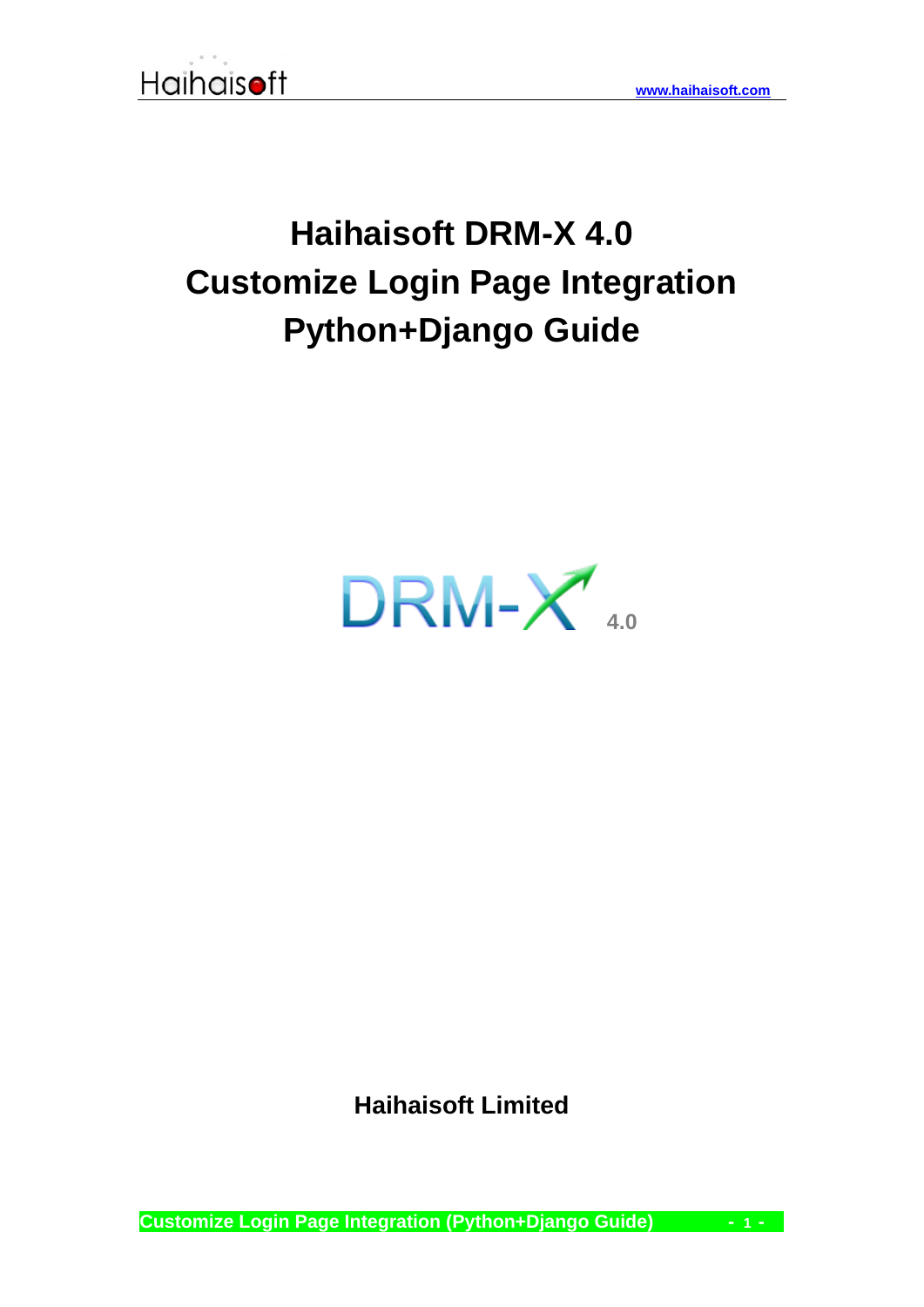# Haihaisoft DRM-X 4.0
# Customize Login Page Integration
# Python+Django Guide

DRM-X 4.0

**Haihaisoft Limited**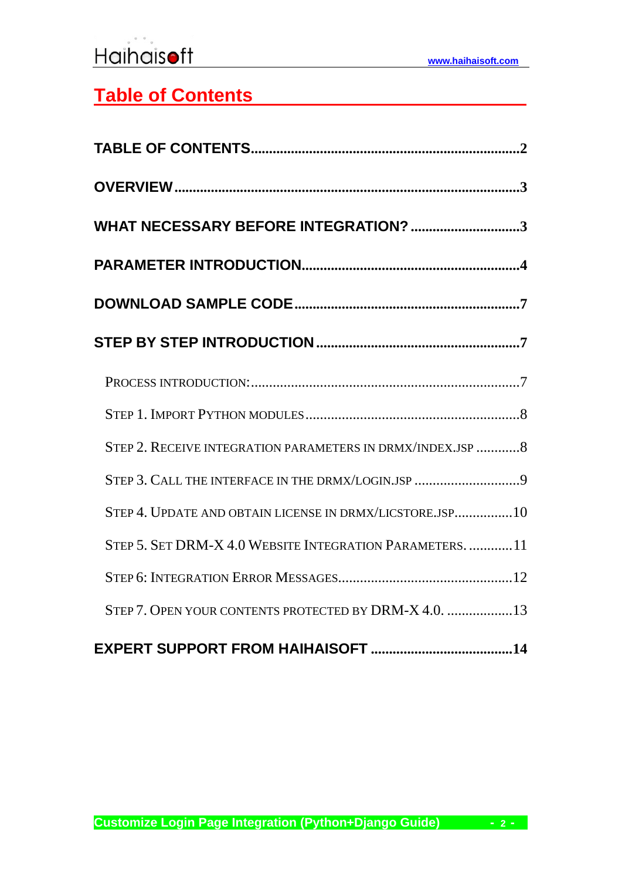# Table of Contents

**TABLE OF CONTENTS**.........................................................................2

**OVERVIEW**.............................................................................................3

**WHAT NECESSARY BEFORE INTEGRATION?** ..............................3

**PARAMETER INTRODUCTION**...........................................................4

**DOWNLOAD SAMPLE CODE**...............................................................7

**STEP BY STEP INTRODUCTION**........................................................7

- PROCESS INTRODUCTION:..........................................................................7
- STEP 1. IMPORT PYTHON MODULES...........................................................8
- STEP 2. RECEIVE INTEGRATION PARAMETERS IN DRMX/INDEX.JSP ............8
- STEP 3. CALL THE INTERFACE IN THE DRMX/LOGIN.JSP .............................9
- STEP 4. UPDATE AND OBTAIN LICENSE IN DRMX/LICSTORE.JSP................10
- STEP 5. SET DRM-X 4.0 WEBSITE INTEGRATION PARAMETERS. ............11
- STEP 6: INTEGRATION ERROR MESSAGES................................................12
- STEP 7. OPEN YOUR CONTENTS PROTECTED BY DRM-X 4.0. ..................13

**EXPERT SUPPORT FROM HAIHAISOFT** .......................................14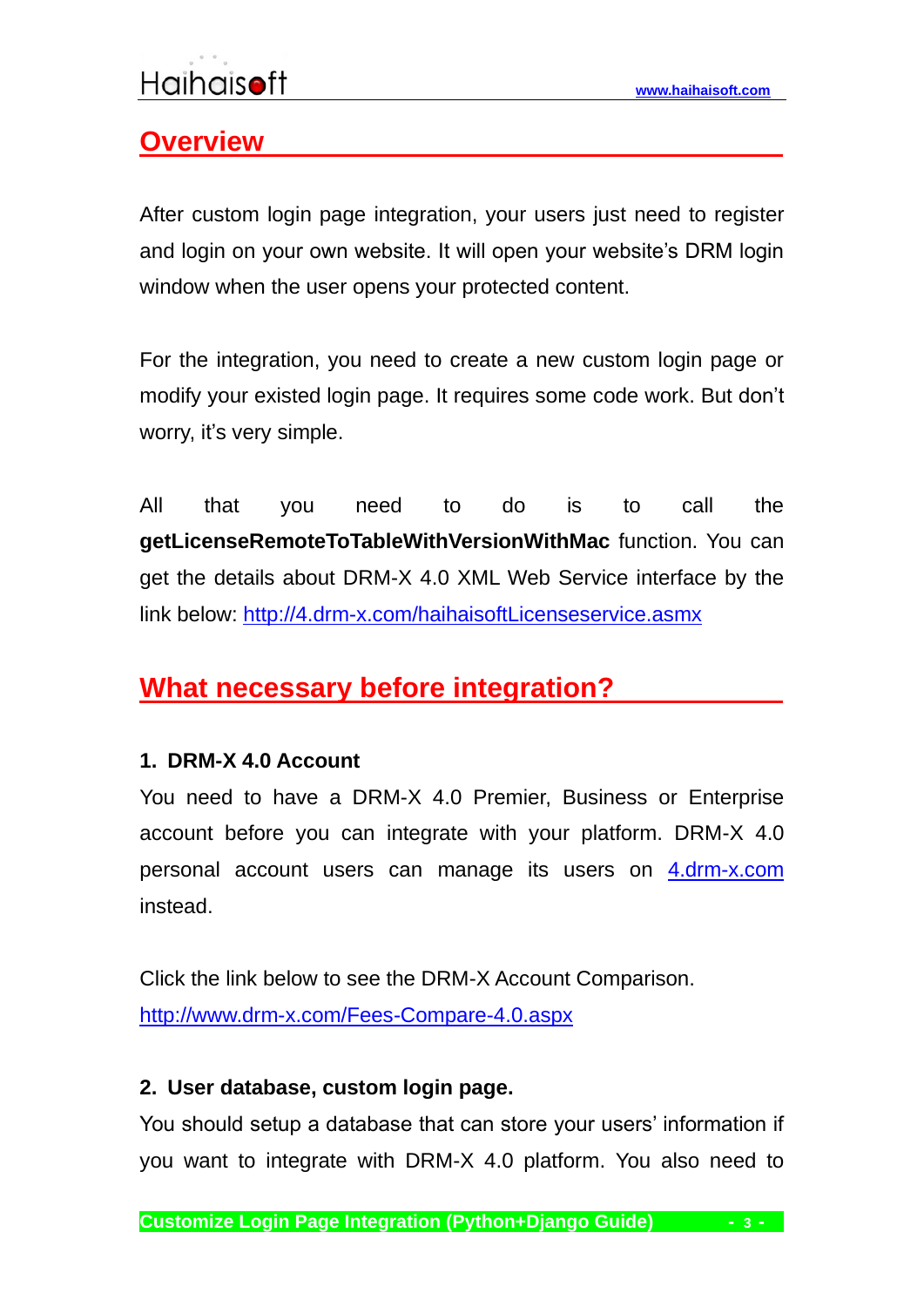## Overview

After custom login page integration, your users just need to register and login on your own website. It will open your website's DRM login window when the user opens your protected content.

For the integration, you need to create a new custom login page or modify your existed login page. It requires some code work. But don't worry, it's very simple.

All that you need to do is to call the **getLicenseRemoteToTableWithVersionWithMac** function. You can get the details about DRM-X 4.0 XML Web Service interface by the link below: [http://4.drm-x.com/haihaisoftLicenseservice.asmx](http://4.drm-x.com/haihaisoftLicenseservice.asmx)

## What necessary before integration?

**1. DRM-X 4.0 Account**

You need to have a DRM-X 4.0 Premier, Business or Enterprise account before you can integrate with your platform. DRM-X 4.0 personal account users can manage its users on [4.drm-x.com](http://4.drm-x.com) instead.

Click the link below to see the DRM-X Account Comparison.
[http://www.drm-x.com/Fees-Compare-4.0.aspx](http://www.drm-x.com/Fees-Compare-4.0.aspx)

**2. User database, custom login page.**

You should setup a database that can store your users' information if you want to integrate with DRM-X 4.0 platform. You also need to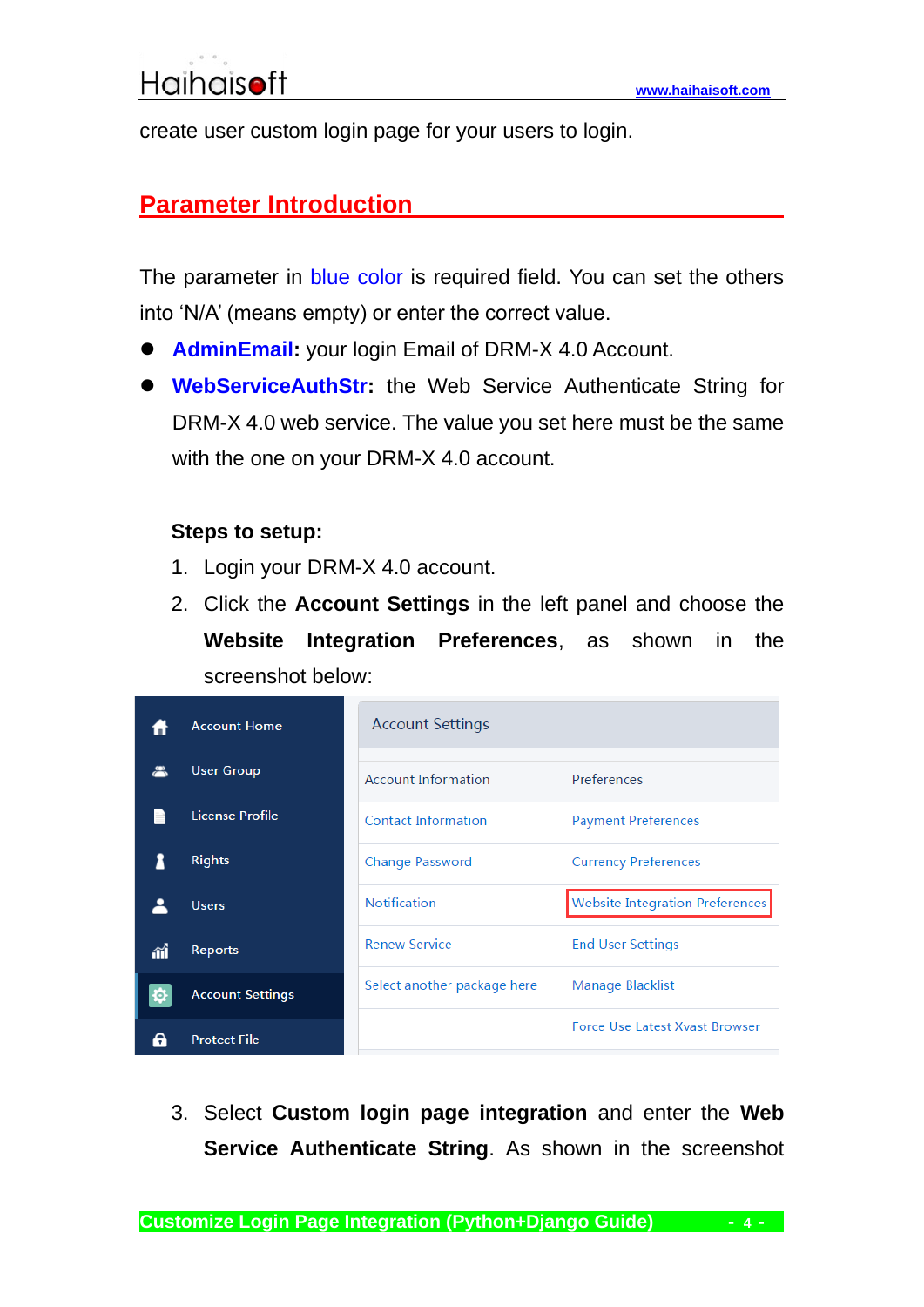create user custom login page for your users to login.

## Parameter Introduction

The parameter in blue color is required field. You can set the others into 'N/A' (means empty) or enter the correct value.

- **AdminEmail:** your login Email of DRM-X 4.0 Account.
- **WebServiceAuthStr:** the Web Service Authenticate String for DRM-X 4.0 web service. The value you set here must be the same with the one on your DRM-X 4.0 account.

**Steps to setup:**

1. Login your DRM-X 4.0 account.
2. Click the **Account Settings** in the left panel and choose the **Website Integration Preferences**, as shown in the screenshot below:

3. Select **Custom login page integration** and enter the **Web Service Authenticate String**. As shown in the screenshot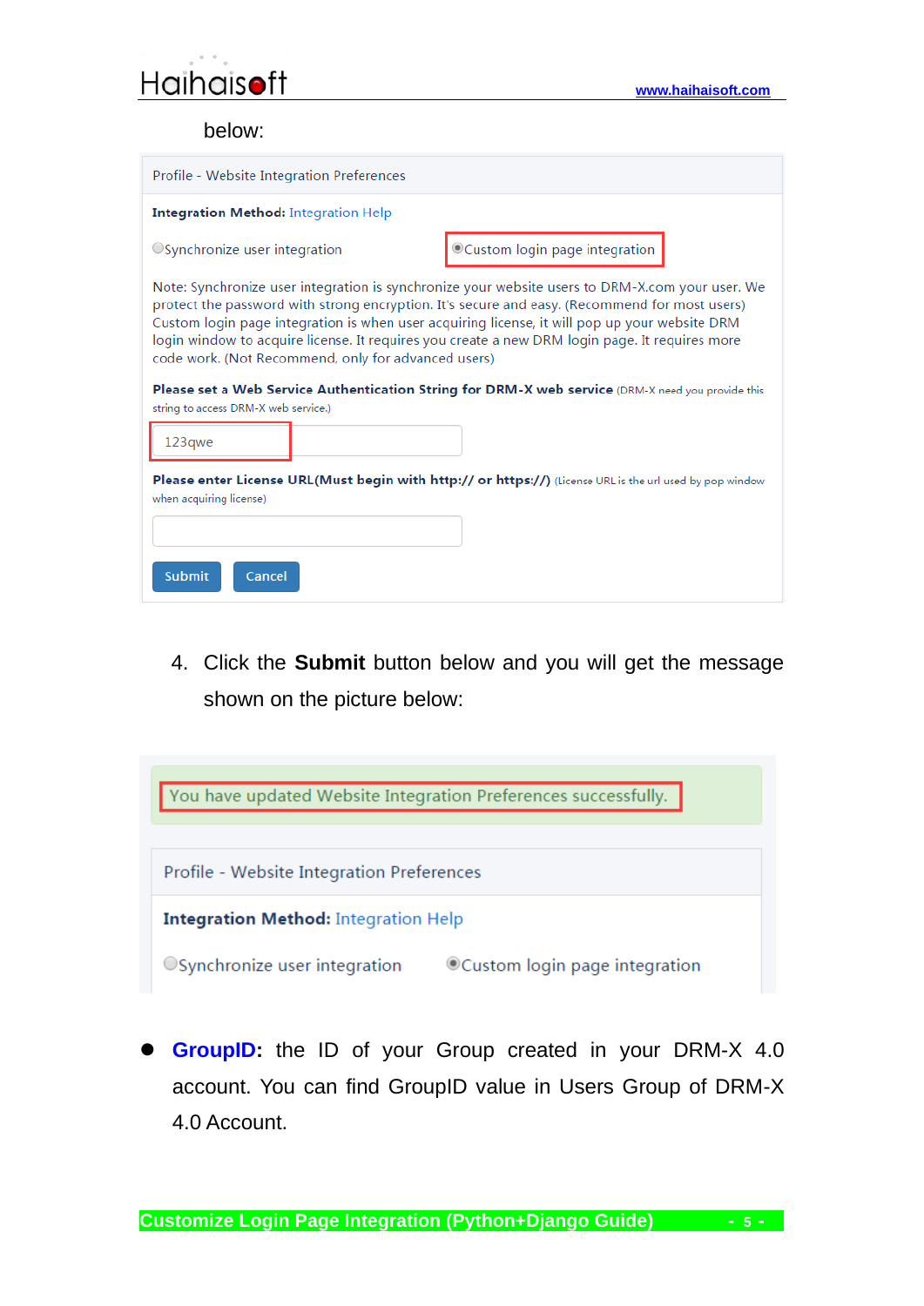below:

Profile - Website Integration Preferences

**Integration Method:** Integration Help

○Synchronize user integration ◉Custom login page integration

Note: Synchronize user integration is synchronize your website users to DRM-X.com your user. We protect the password with strong encryption. It's secure and easy. (Recommend for most users) Custom login page integration is when user acquiring license, it will pop up your website DRM login window to acquire license. It requires you create a new DRM login page. It requires more code work. (Not Recommend, only for advanced users)

**Please set a Web Service Authentication String for DRM-X web service** (DRM-X need you provide this string to access DRM-X web service.)

123qwe

**Please enter License URL(Must begin with http:// or https://)** (License URL is the url used by pop window when acquiring license)

Submit Cancel

4. Click the **Submit** button below and you will get the message shown on the picture below:

You have updated Website Integration Preferences successfully.

Profile - Website Integration Preferences

**Integration Method:** Integration Help

○Synchronize user integration ◉Custom login page integration

- **GroupID:** the ID of your Group created in your DRM-X 4.0 account. You can find GroupID value in Users Group of DRM-X 4.0 Account.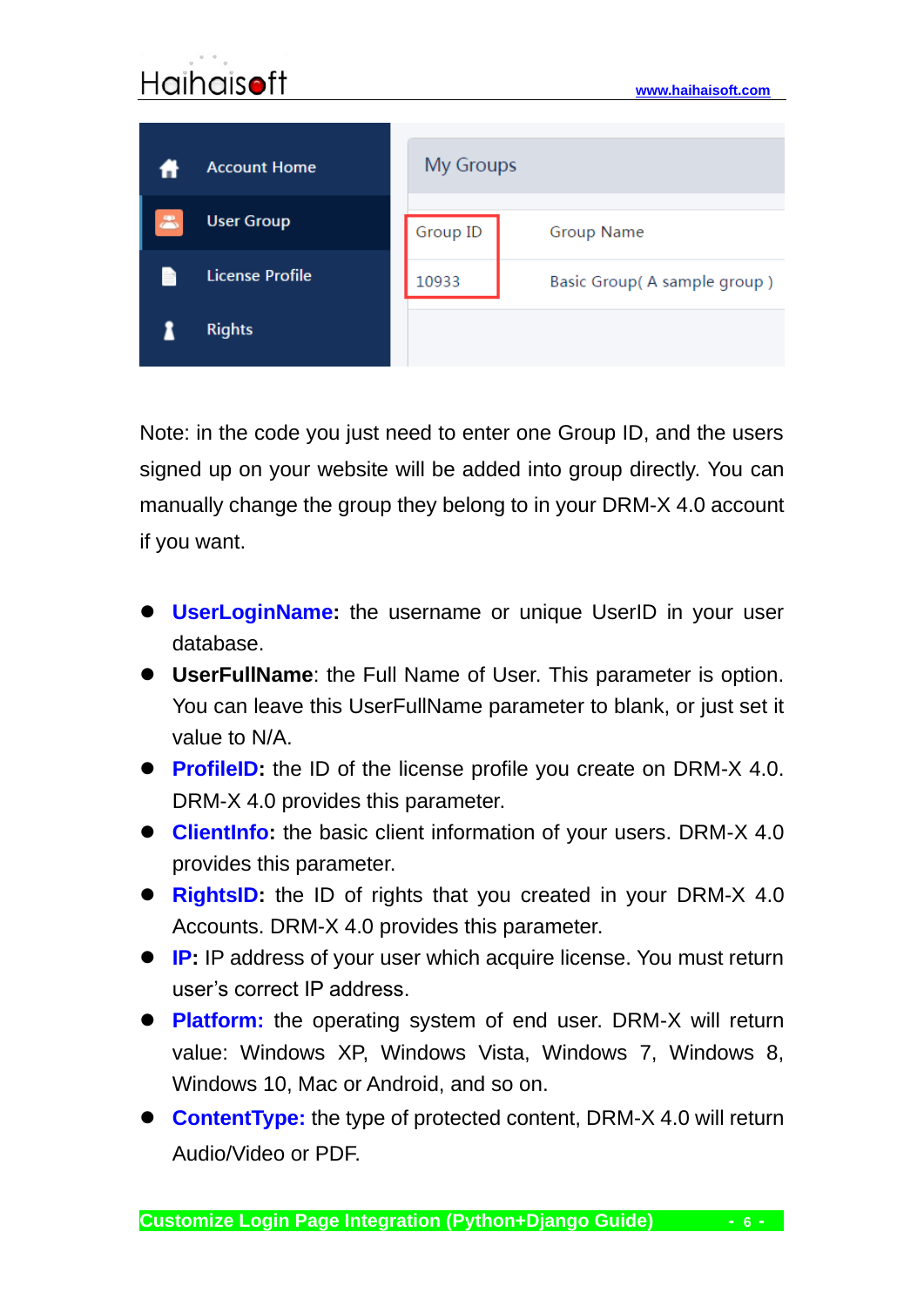| Group ID | Group Name |
| --- | --- |
| 10933 | Basic Group( A sample group ) |

Note: in the code you just need to enter one Group ID, and the users signed up on your website will be added into group directly. You can manually change the group they belong to in your DRM-X 4.0 account if you want.

- **UserLoginName:** the username or unique UserID in your user database.
- **UserFullName**: the Full Name of User. This parameter is option. You can leave this UserFullName parameter to blank, or just set it value to N/A.
- **ProfileID:** the ID of the license profile you create on DRM-X 4.0. DRM-X 4.0 provides this parameter.
- **ClientInfo:** the basic client information of your users. DRM-X 4.0 provides this parameter.
- **RightsID:** the ID of rights that you created in your DRM-X 4.0 Accounts. DRM-X 4.0 provides this parameter.
- **IP:** IP address of your user which acquire license. You must return user's correct IP address.
- **Platform:** the operating system of end user. DRM-X will return value: Windows XP, Windows Vista, Windows 7, Windows 8, Windows 10, Mac or Android, and so on.
- **ContentType:** the type of protected content, DRM-X 4.0 will return Audio/Video or PDF.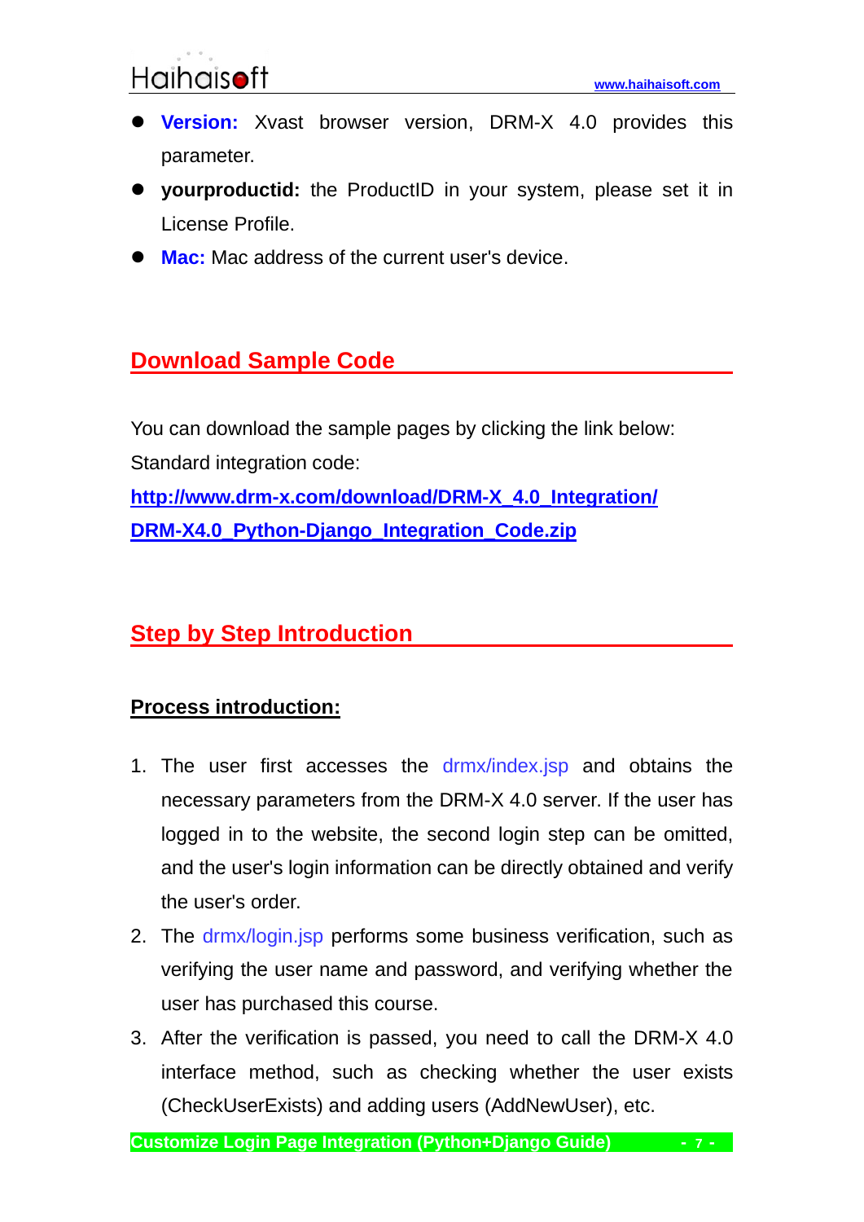- **Version:** Xvast browser version, DRM-X 4.0 provides this parameter.
- **yourproductid:** the ProductID in your system, please set it in License Profile.
- **Mac:** Mac address of the current user's device.

## Download Sample Code

You can download the sample pages by clicking the link below:

Standard integration code:

[http://www.drm-x.com/download/DRM-X_4.0_Integration/DRM-X4.0_Python-Django_Integration_Code.zip](http://www.drm-x.com/download/DRM-X_4.0_Integration/DRM-X4.0_Python-Django_Integration_Code.zip)

## Step by Step Introduction

### Process introduction:

1. The user first accesses the drmx/index.jsp and obtains the necessary parameters from the DRM-X 4.0 server. If the user has logged in to the website, the second login step can be omitted, and the user's login information can be directly obtained and verify the user's order.
2. The drmx/login.jsp performs some business verification, such as verifying the user name and password, and verifying whether the user has purchased this course.
3. After the verification is passed, you need to call the DRM-X 4.0 interface method, such as checking whether the user exists (CheckUserExists) and adding users (AddNewUser), etc.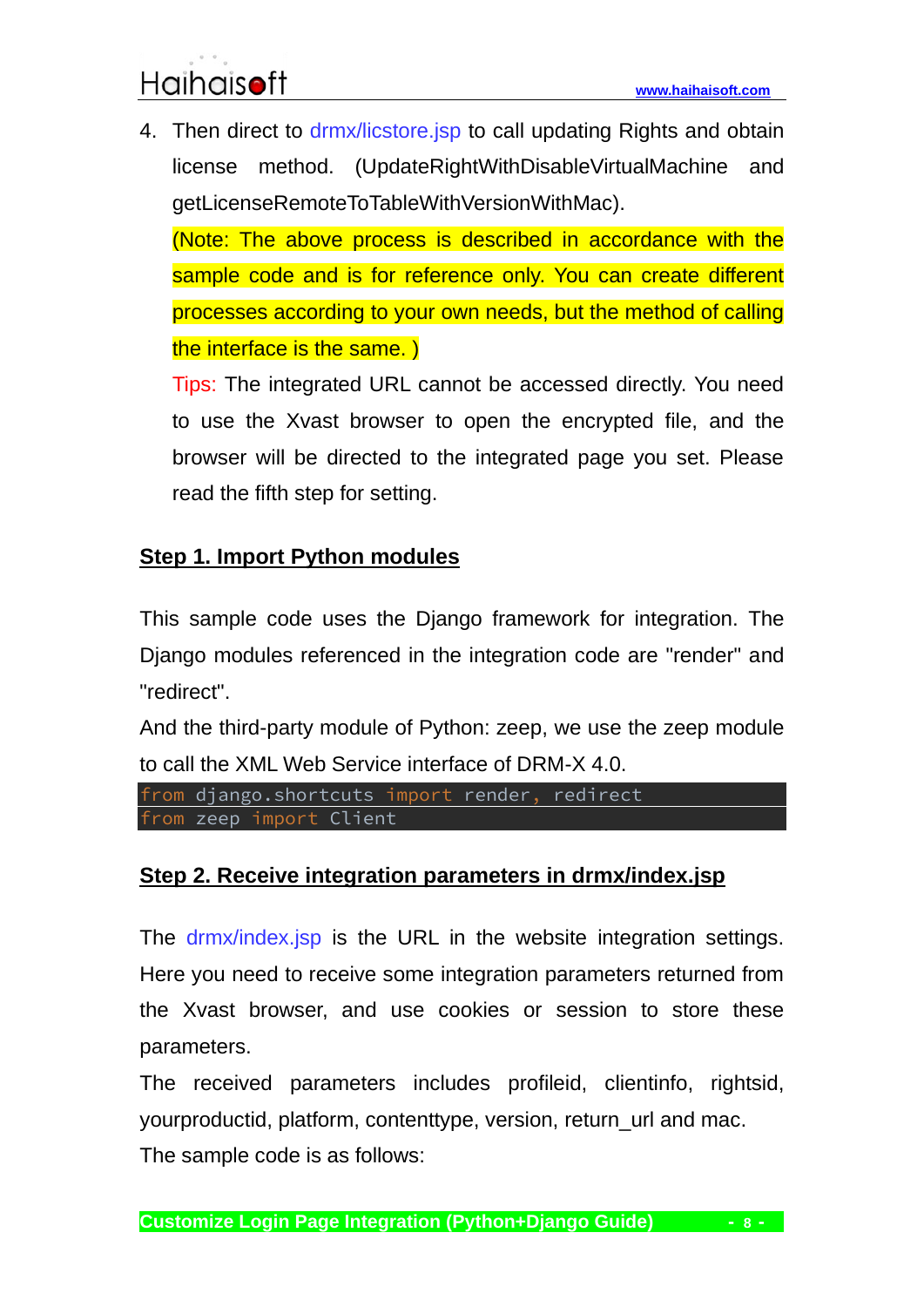4. Then direct to drmx/licstore.jsp to call updating Rights and obtain license method. (UpdateRightWithDisableVirtualMachine and getLicenseRemoteToTableWithVersionWithMac).

   (Note: The above process is described in accordance with the sample code and is for reference only. You can create different processes according to your own needs, but the method of calling the interface is the same. )

   Tips: The integrated URL cannot be accessed directly. You need to use the Xvast browser to open the encrypted file, and the browser will be directed to the integrated page you set. Please read the fifth step for setting.

## Step 1. Import Python modules

This sample code uses the Django framework for integration. The Django modules referenced in the integration code are "render" and "redirect".

And the third-party module of Python: zeep, we use the zeep module to call the XML Web Service interface of DRM-X 4.0.

```
from django.shortcuts import render, redirect
from zeep import Client
```

## Step 2. Receive integration parameters in drmx/index.jsp

The drmx/index.jsp is the URL in the website integration settings. Here you need to receive some integration parameters returned from the Xvast browser, and use cookies or session to store these parameters.

The received parameters includes profileid, clientinfo, rightsid, yourproductid, platform, contenttype, version, return_url and mac.

The sample code is as follows: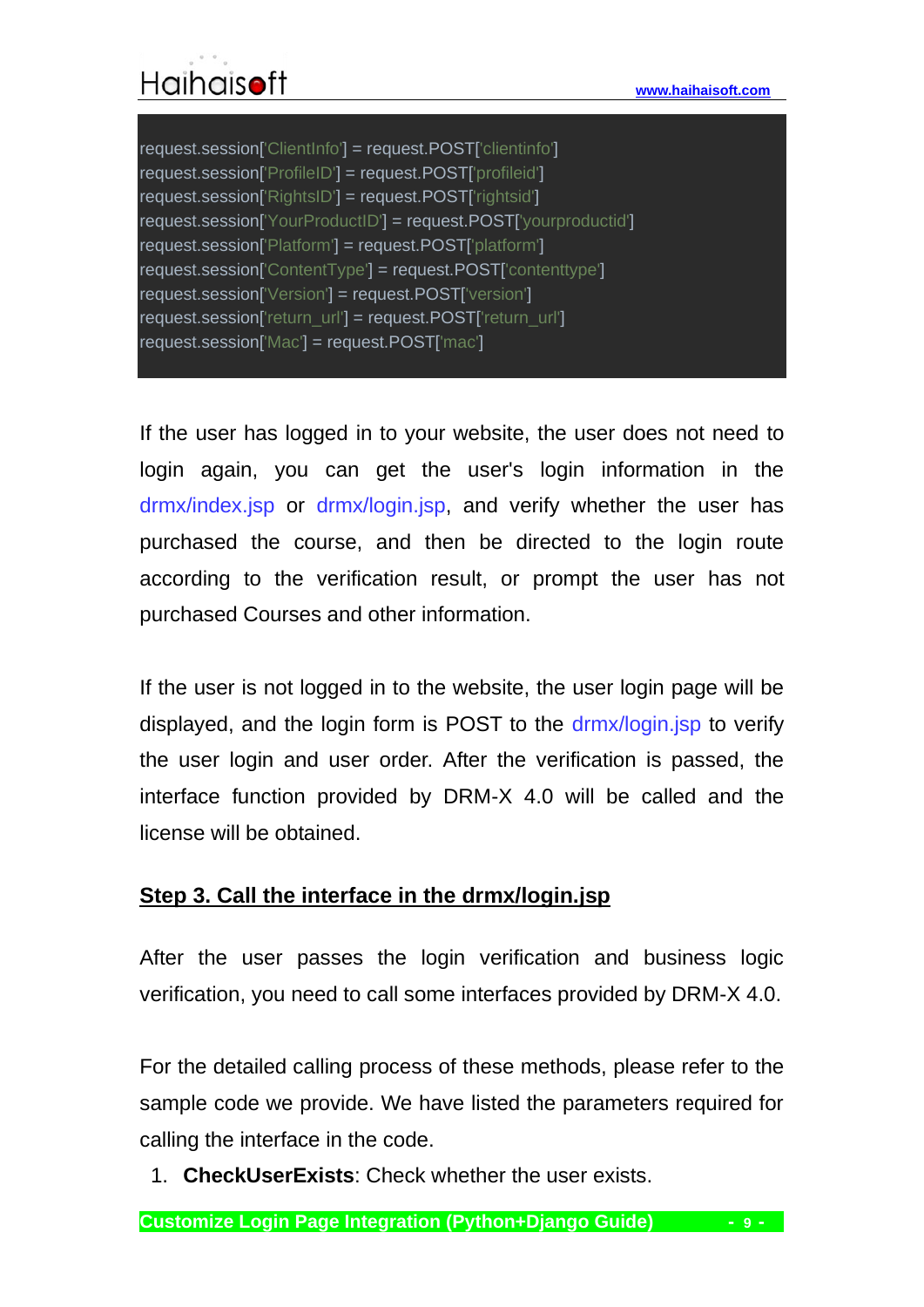```
request.session['ClientInfo'] = request.POST['clientinfo']
request.session['ProfileID'] = request.POST['profileid']
request.session['RightsID'] = request.POST['rightsid']
request.session['YourProductID'] = request.POST['yourproductid']
request.session['Platform'] = request.POST['platform']
request.session['ContentType'] = request.POST['contenttype']
request.session['Version'] = request.POST['version']
request.session['return_url'] = request.POST['return_url']
request.session['Mac'] = request.POST['mac']
```

If the user has logged in to your website, the user does not need to login again, you can get the user's login information in the drmx/index.jsp or drmx/login.jsp, and verify whether the user has purchased the course, and then be directed to the login route according to the verification result, or prompt the user has not purchased Courses and other information.

If the user is not logged in to the website, the user login page will be displayed, and the login form is POST to the drmx/login.jsp to verify the user login and user order. After the verification is passed, the interface function provided by DRM-X 4.0 will be called and the license will be obtained.

### Step 3. Call the interface in the drmx/login.jsp

After the user passes the login verification and business logic verification, you need to call some interfaces provided by DRM-X 4.0.

For the detailed calling process of these methods, please refer to the sample code we provide. We have listed the parameters required for calling the interface in the code.

1. **CheckUserExists**: Check whether the user exists.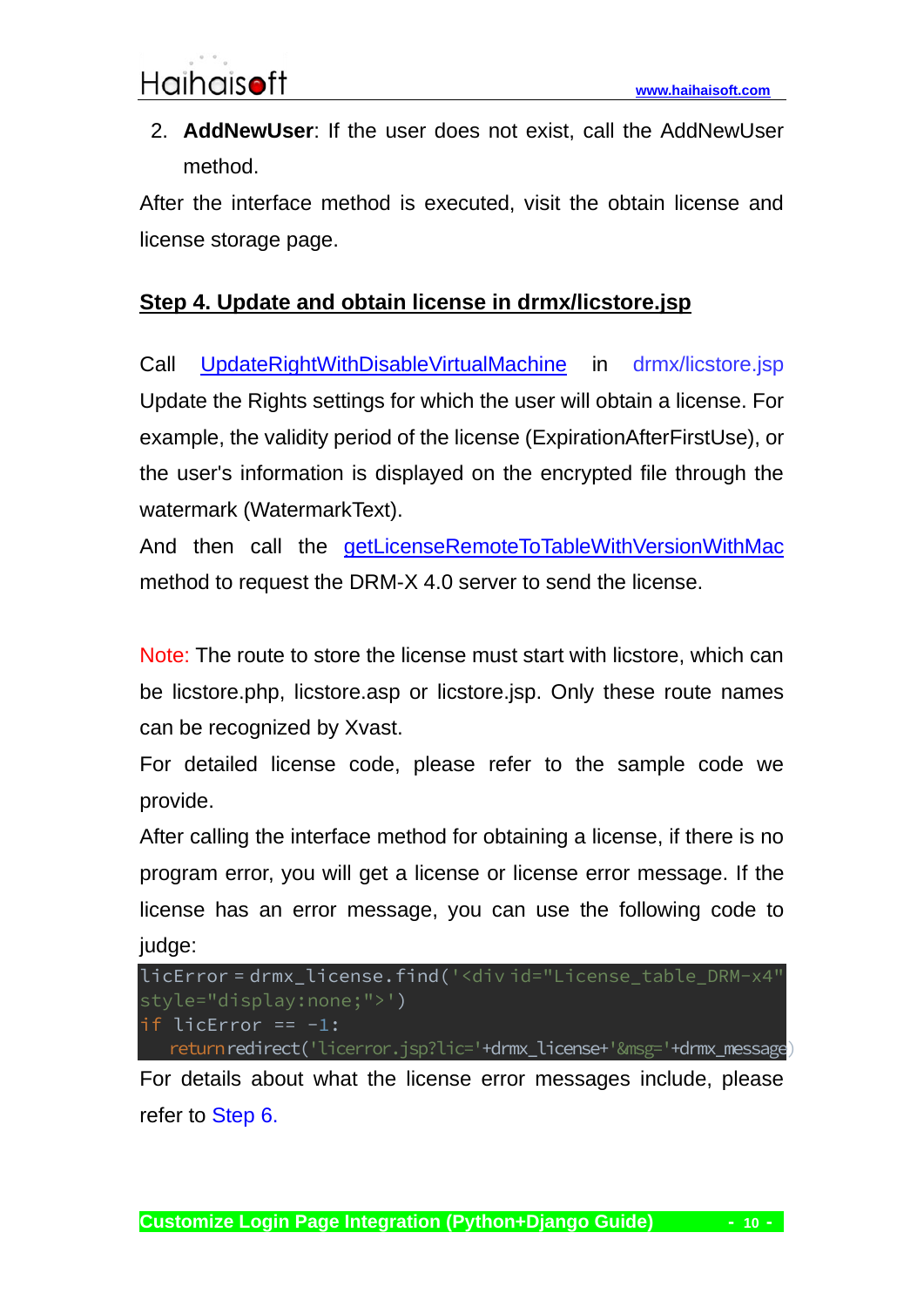2. **AddNewUser**: If the user does not exist, call the AddNewUser method.

After the interface method is executed, visit the obtain license and license storage page.

## Step 4. Update and obtain license in drmx/licstore.jsp

Call UpdateRightWithDisableVirtualMachine in drmx/licstore.jsp

Update the Rights settings for which the user will obtain a license. For example, the validity period of the license (ExpirationAfterFirstUse), or the user's information is displayed on the encrypted file through the watermark (WatermarkText).

And then call the getLicenseRemoteToTableWithVersionWithMac method to request the DRM-X 4.0 server to send the license.

Note: The route to store the license must start with licstore, which can be licstore.php, licstore.asp or licstore.jsp. Only these route names can be recognized by Xvast.

For detailed license code, please refer to the sample code we provide.

After calling the interface method for obtaining a license, if there is no program error, you will get a license or license error message. If the license has an error message, you can use the following code to judge:

```
licError = drmx_license.find('<div id="License_table_DRM-x4" style="display:none;">')
if licError == -1:
    return redirect('licerror.jsp?lic='+drmx_license+'&msg='+drmx_message)
```

For details about what the license error messages include, please refer to Step 6.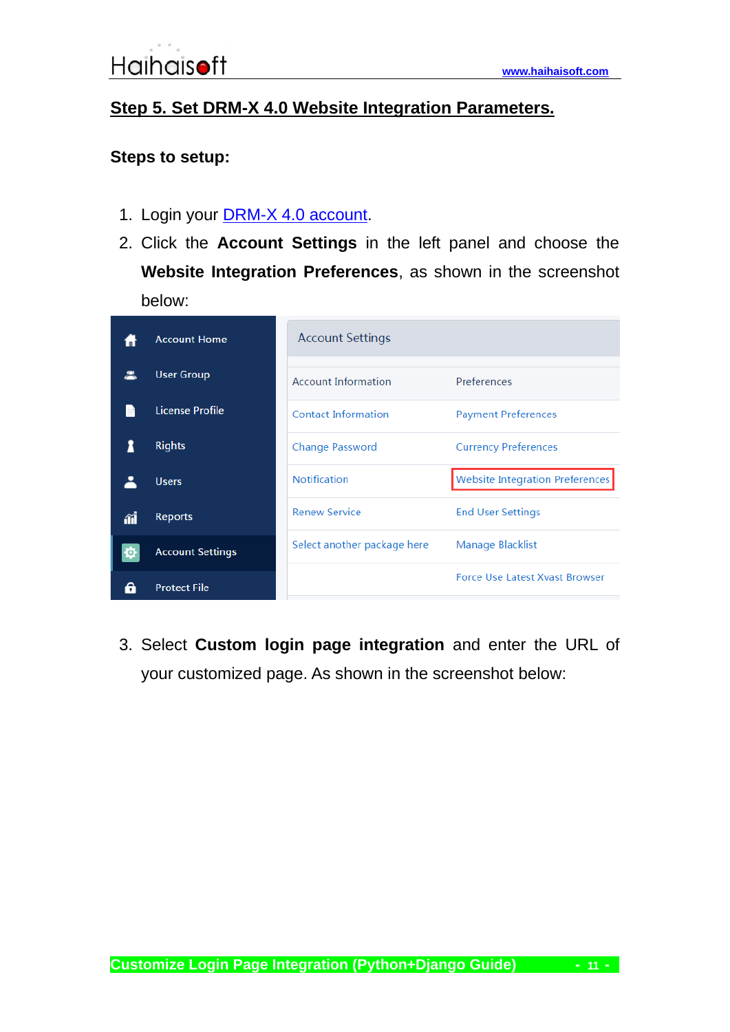## Step 5. Set DRM-X 4.0 Website Integration Parameters.

**Steps to setup:**

1. Login your DRM-X 4.0 account.
2. Click the **Account Settings** in the left panel and choose the **Website Integration Preferences**, as shown in the screenshot below:

3. Select **Custom login page integration** and enter the URL of your customized page. As shown in the screenshot below: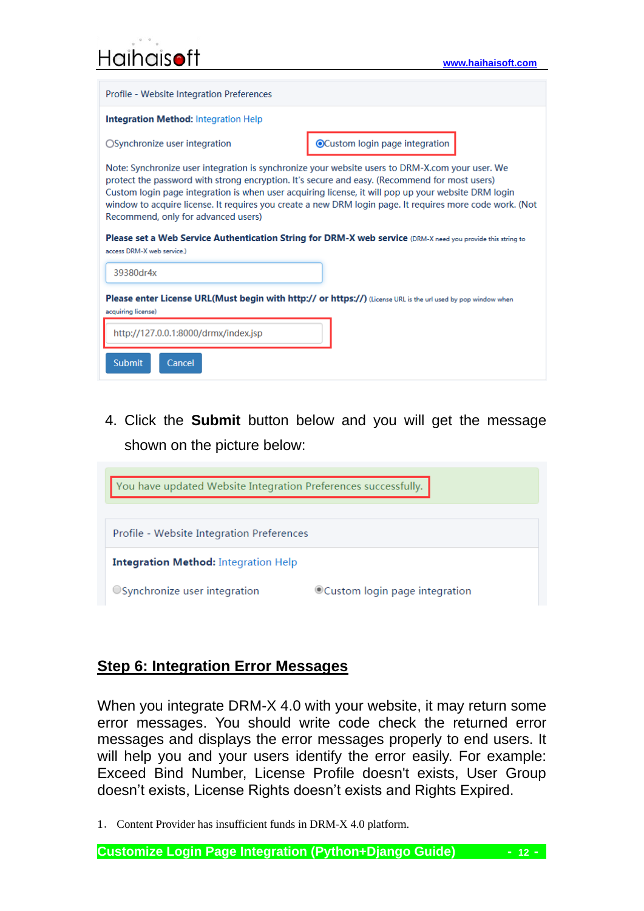Profile - Website Integration Preferences

**Integration Method:** Integration Help

○Synchronize user integration ◉Custom login page integration

Note: Synchronize user integration is synchronize your website users to DRM-X.com your user. We protect the password with strong encryption. It's secure and easy. (Recommend for most users) Custom login page integration is when user acquiring license, it will pop up your website DRM login window to acquire license. It requires you create a new DRM login page. It requires more code work. (Not Recommend, only for advanced users)

**Please set a Web Service Authentication String for DRM-X web service** (DRM-X need you provide this string to access DRM-X web service.)

39380dr4x

**Please enter License URL(Must begin with http:// or https://)** (License URL is the url used by pop window when acquiring license)

http://127.0.0.1:8000/drmx/index.jsp

Submit Cancel

4. Click the **Submit** button below and you will get the message shown on the picture below:

You have updated Website Integration Preferences successfully.

Profile - Website Integration Preferences

**Integration Method:** Integration Help

○Synchronize user integration ◉Custom login page integration

## Step 6: Integration Error Messages

When you integrate DRM-X 4.0 with your website, it may return some error messages. You should write code check the returned error messages and displays the error messages properly to end users. It will help you and your users identify the error easily. For example: Exceed Bind Number, License Profile doesn't exists, User Group doesn't exists, License Rights doesn't exists and Rights Expired.

1. Content Provider has insufficient funds in DRM-X 4.0 platform.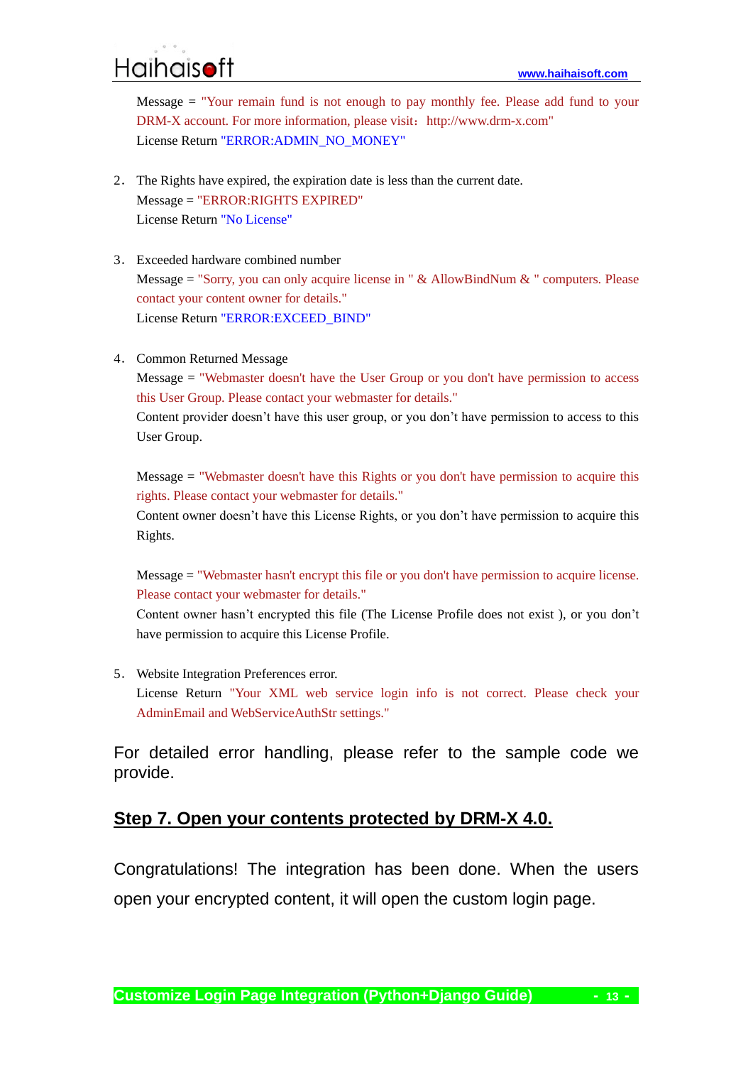Message = "Your remain fund is not enough to pay monthly fee. Please add fund to your DRM-X account. For more information, please visit：http://www.drm-x.com"
License Return "ERROR:ADMIN_NO_MONEY"

2. The Rights have expired, the expiration date is less than the current date.
   Message = "ERROR:RIGHTS EXPIRED"
   License Return "No License"

3. Exceeded hardware combined number
   Message = "Sorry, you can only acquire license in " & AllowBindNum & " computers. Please contact your content owner for details."
   License Return "ERROR:EXCEED_BIND"

4. Common Returned Message
   Message = "Webmaster doesn't have the User Group or you don't have permission to access this User Group. Please contact your webmaster for details."
   Content provider doesn't have this user group, or you don't have permission to access to this User Group.

   Message = "Webmaster doesn't have this Rights or you don't have permission to acquire this rights. Please contact your webmaster for details."
   Content owner doesn't have this License Rights, or you don't have permission to acquire this Rights.

   Message = "Webmaster hasn't encrypt this file or you don't have permission to acquire license. Please contact your webmaster for details."
   Content owner hasn't encrypted this file (The License Profile does not exist ), or you don't have permission to acquire this License Profile.

5. Website Integration Preferences error.
   License Return "Your XML web service login info is not correct. Please check your AdminEmail and WebServiceAuthStr settings."

For detailed error handling, please refer to the sample code we provide.

## Step 7. Open your contents protected by DRM-X 4.0.

Congratulations! The integration has been done. When the users open your encrypted content, it will open the custom login page.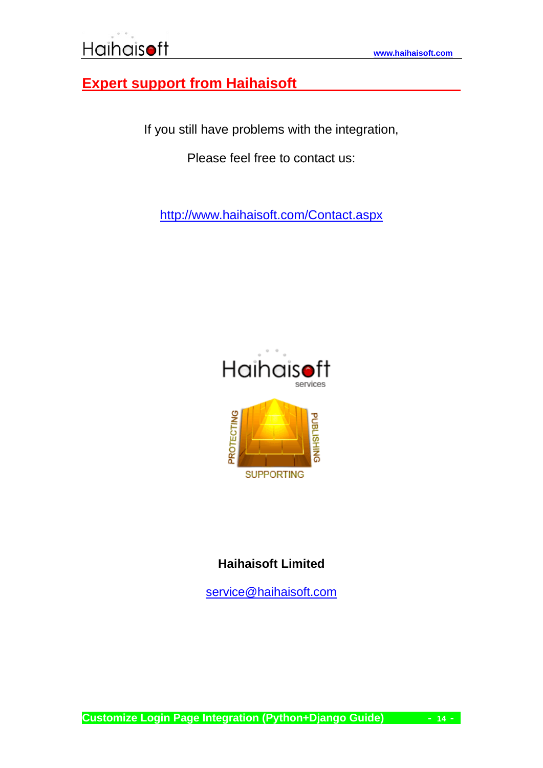## Expert support from Haihaisoft

If you still have problems with the integration,

Please feel free to contact us:

http://www.haihaisoft.com/Contact.aspx

**Haihaisoft Limited**

service@haihaisoft.com